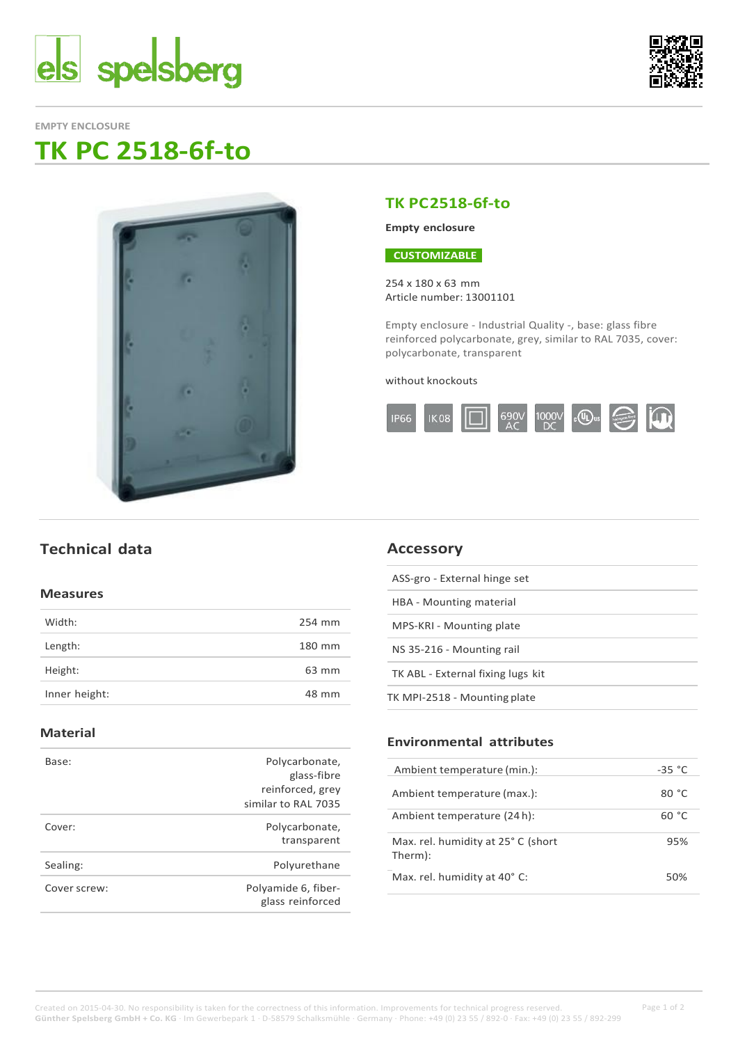EMPTY ENCLOSURE

# TK PC 2518-6f-to

## TK PC2518-6f-to

**Empty enclosure**

CUSTOMIZABLE

254 x 180 x 63 mm
Article number: 13001101

Empty enclosure - Industrial Quality -, base: glass fibre reinforced polycarbonate, grey, similar to RAL 7035, cover: polycarbonate, transparent

without knockouts

IP66 | IK08 | 690V AC | 1000V DC

## Technical data

### Measures

| | |
|---|---|
| Width: | 254 mm |
| Length: | 180 mm |
| Height: | 63 mm |
| Inner height: | 48 mm |

### Material

| | |
|---|---|
| Base: | Polycarbonate, glass-fibre reinforced, grey similar to RAL 7035 |
| Cover: | Polycarbonate, transparent |
| Sealing: | Polyurethane |
| Cover screw: | Polyamide 6, fiber-glass reinforced |

## Accessory

- ASS-gro - External hinge set
- HBA - Mounting material
- MPS-KRI - Mounting plate
- NS 35-216 - Mounting rail
- TK ABL - External fixing lugs kit
- TK MPI-2518 - Mounting plate

### Environmental attributes

| | |
|---|---|
| Ambient temperature (min.): | -35 °C |
| Ambient temperature (max.): | 80 °C |
| Ambient temperature (24 h): | 60 °C |
| Max. rel. humidity at 25° C (short Therm): | 95% |
| Max. rel. humidity at 40° C: | 50% |

Created on 2015-04-30. No responsibility is taken for the correctness of this information. Improvements for technical progress reserved.
**Günther Spelsberg GmbH + Co. KG** · Im Gewerbepark 1 · D-58579 Schalksmühle · Germany · Phone: +49 (0) 23 55 / 892-0 · Fax: +49 (0) 23 55 / 892-299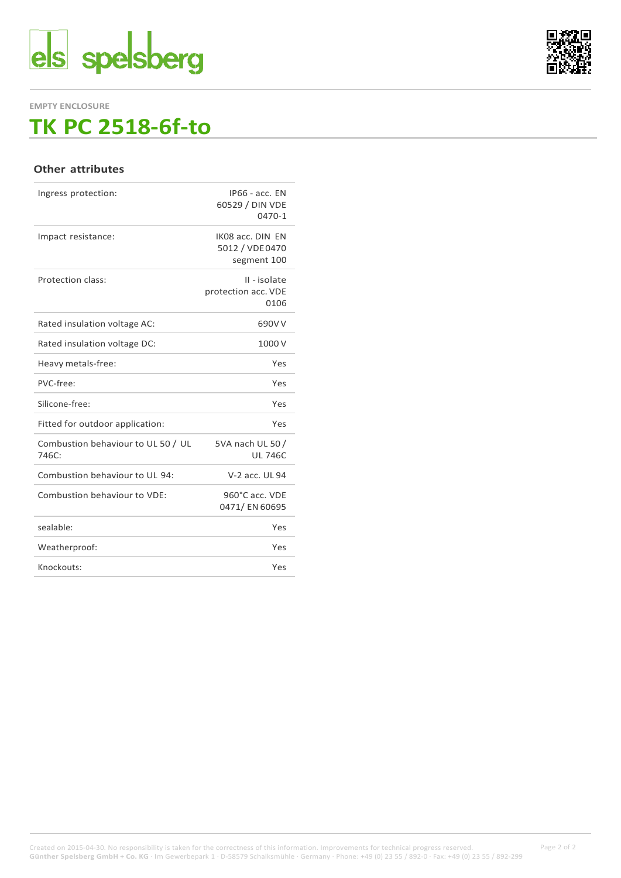EMPTY ENCLOSURE

# TK PC 2518-6f-to

## Other attributes

| | |
|---|---|
| Ingress protection: | IP66 - acc. EN 60529 / DIN VDE 0470-1 |
| Impact resistance: | IK08 acc. DIN EN 5012 / VDE 0470 segment 100 |
| Protection class: | II - isolate protection acc. VDE 0106 |
| Rated insulation voltage AC: | 690V V |
| Rated insulation voltage DC: | 1000 V |
| Heavy metals-free: | Yes |
| PVC-free: | Yes |
| Silicone-free: | Yes |
| Fitted for outdoor application: | Yes |
| Combustion behaviour to UL 50 / UL 746C: | 5VA nach UL 50 / UL 746C |
| Combustion behaviour to UL 94: | V-2 acc. UL 94 |
| Combustion behaviour to VDE: | 960°C acc. VDE 0471/ EN 60695 |
| sealable: | Yes |
| Weatherproof: | Yes |
| Knockouts: | Yes |

Created on 2015-04-30. No responsibility is taken for the correctness of this information. Improvements for technical progress reserved.
**Günther Spelsberg GmbH + Co. KG** · Im Gewerbepark 1 · D-58579 Schalksmühle · Germany · Phone: +49 (0) 23 55 / 892-0 · Fax: +49 (0) 23 55 / 892-299